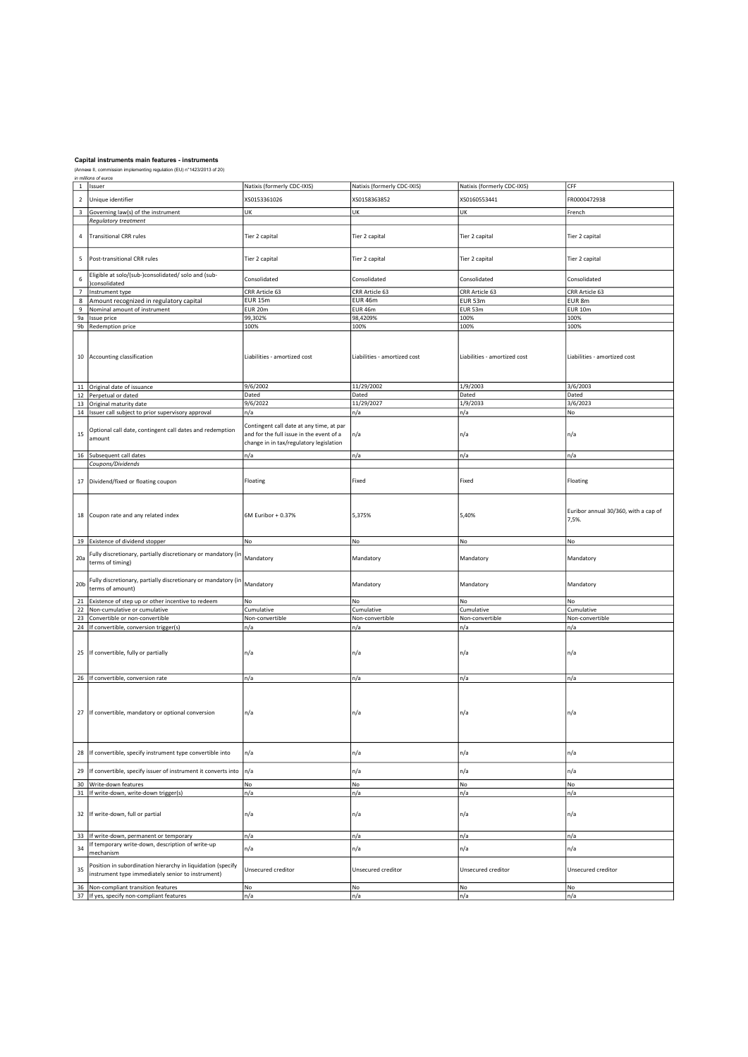**Capital instruments main features - instruments**

(Annexe II, commission implementing regulation (EU) n°1423/2013 of 20)

*in millions of euros*

| 1 | Issuer | Natixis (formerly CDC-IXIS) | Natixis (formerly CDC-IXIS) | Natixis (formerly CDC-IXIS) | CFF |
|---|---|---|---|---|---|
| 2 | Unique identifier | XS0153361026 | XS0158363852 | XS0160553441 | FR0000472938 |
| 3 | Governing law(s) of the instrument | UK | UK | UK | French |
| | *Regulatory treatment* | | | | |
| 4 | Transitional CRR rules | Tier 2 capital | Tier 2 capital | Tier 2 capital | Tier 2 capital |
| 5 | Post-transitional CRR rules | Tier 2 capital | Tier 2 capital | Tier 2 capital | Tier 2 capital |
| 6 | Eligible at solo/(sub-)consolidated/ solo and (sub-)consolidated | Consolidated | Consolidated | Consolidated | Consolidated |
| 7 | Instrument type | CRR Article 63 | CRR Article 63 | CRR Article 63 | CRR Article 63 |
| 8 | Amount recognized in regulatory capital | EUR 15m | EUR 46m | EUR 53m | EUR 8m |
| 9 | Nominal amount of instrument | EUR 20m | EUR 46m | EUR 53m | EUR 10m |
| 9a | Issue price | 99,302% | 98,4209% | 100% | 100% |
| 9b | Redemption price | 100% | 100% | 100% | 100% |
| 10 | Accounting classification | Liabilities - amortized cost | Liabilities - amortized cost | Liabilities - amortized cost | Liabilities - amortized cost |
| 11 | Original date of issuance | 9/6/2002 | 11/29/2002 | 1/9/2003 | 3/6/2003 |
| 12 | Perpetual or dated | Dated | Dated | Dated | Dated |
| 13 | Original maturity date | 9/6/2022 | 11/29/2027 | 1/9/2033 | 3/6/2023 |
| 14 | Issuer call subject to prior supervisory approval | n/a | n/a | n/a | No |
| 15 | Optional call date, contingent call dates and redemption amount | Contingent call date at any time, at par and for the full issue in the event of a change in in tax/regulatory legislation | n/a | n/a | n/a |
| 16 | Subsequent call dates | n/a | n/a | n/a | n/a |
| | *Coupons/Dividends* | | | | |
| 17 | Dividend/fixed or floating coupon | Floating | Fixed | Fixed | Floating |
| 18 | Coupon rate and any related index | 6M Euribor + 0.37% | 5,375% | 5,40% | Euribor annual 30/360, with a cap of 7,5%. |
| 19 | Existence of dividend stopper | No | No | No | No |
| 20a | Fully discretionary, partially discretionary or mandatory (in terms of timing) | Mandatory | Mandatory | Mandatory | Mandatory |
| 20b | Fully discretionary, partially discretionary or mandatory (in terms of amount) | Mandatory | Mandatory | Mandatory | Mandatory |
| 21 | Existence of step up or other incentive to redeem | No | No | No | No |
| 22 | Non-cumulative or cumulative | Cumulative | Cumulative | Cumulative | Cumulative |
| 23 | Convertible or non-convertible | Non-convertible | Non-convertible | Non-convertible | Non-convertible |
| 24 | If convertible, conversion trigger(s) | n/a | n/a | n/a | n/a |
| 25 | If convertible, fully or partially | n/a | n/a | n/a | n/a |
| 26 | If convertible, conversion rate | n/a | n/a | n/a | n/a |
| 27 | If convertible, mandatory or optional conversion | n/a | n/a | n/a | n/a |
| 28 | If convertible, specify instrument type convertible into | n/a | n/a | n/a | n/a |
| 29 | If convertible, specify issuer of instrument it converts into | n/a | n/a | n/a | n/a |
| 30 | Write-down features | No | No | No | No |
| 31 | If write-down, write-down trigger(s) | n/a | n/a | n/a | n/a |
| 32 | If write-down, full or partial | n/a | n/a | n/a | n/a |
| 33 | If write-down, permanent or temporary | n/a | n/a | n/a | n/a |
| 34 | If temporary write-down, description of write-up mechanism | n/a | n/a | n/a | n/a |
| 35 | Position in subordination hierarchy in liquidation (specify instrument type immediately senior to instrument) | Unsecured creditor | Unsecured creditor | Unsecured creditor | Unsecured creditor |
| 36 | Non-compliant transition features | No | No | No | No |
| 37 | If yes, specify non-compliant features | n/a | n/a | n/a | n/a |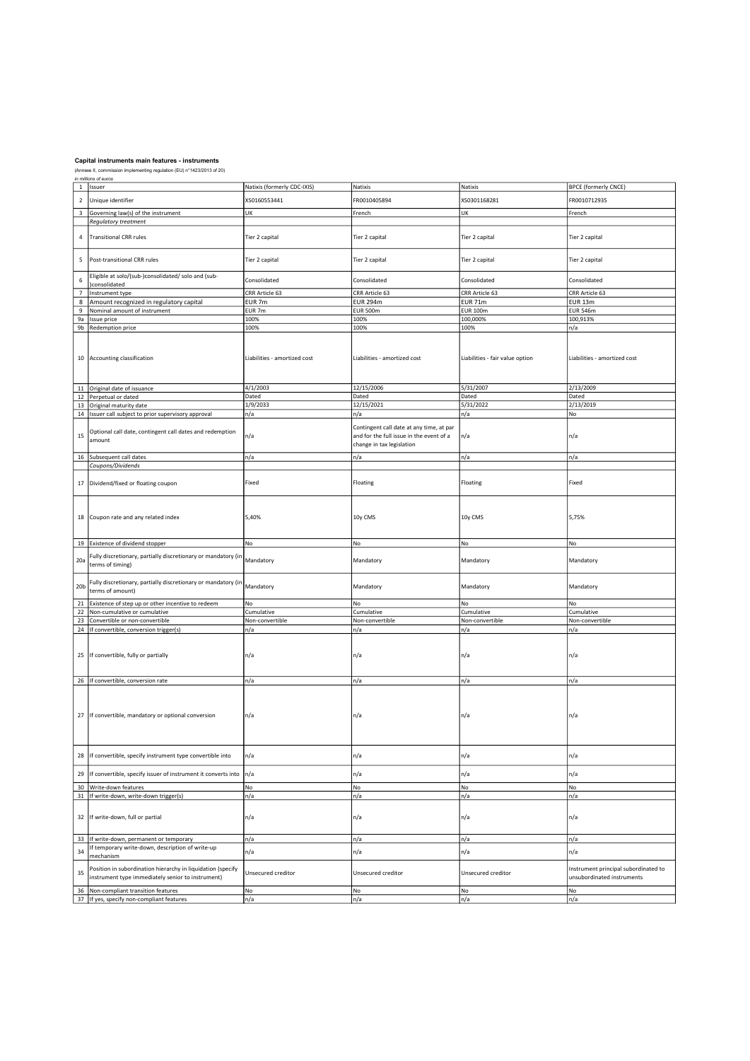**Capital instruments main features - instruments**

(Annexe II, commission implementing regulation (EU) n°1423/2013 of 20)

*in millions of euros*

| | | | | | |
|---|---|---|---|---|---|
| 1 | Issuer | Natixis (formerly CDC-IXIS) | Natixis | Natixis | BPCE (formerly CNCE) |
| 2 | Unique identifier | XS0160553441 | FR0010405894 | XS0301168281 | FR0010712935 |
| 3 | Governing law(s) of the instrument | UK | French | UK | French |
| | *Regulatory treatment* | | | | |
| 4 | Transitional CRR rules | Tier 2 capital | Tier 2 capital | Tier 2 capital | Tier 2 capital |
| 5 | Post-transitional CRR rules | Tier 2 capital | Tier 2 capital | Tier 2 capital | Tier 2 capital |
| 6 | Eligible at solo/(sub-)consolidated/ solo and (sub-)consolidated | Consolidated | Consolidated | Consolidated | Consolidated |
| 7 | Instrument type | CRR Article 63 | CRR Article 63 | CRR Article 63 | CRR Article 63 |
| 8 | Amount recognized in regulatory capital | EUR 7m | EUR 294m | EUR 71m | EUR 13m |
| 9 | Nominal amount of instrument | EUR 7m | EUR 500m | EUR 100m | EUR 546m |
| 9a | Issue price | 100% | 100% | 100,000% | 100,913% |
| 9b | Redemption price | 100% | 100% | 100% | n/a |
| 10 | Accounting classification | Liabilities - amortized cost | Liabilities - amortized cost | Liabilities - fair value option | Liabilities - amortized cost |
| 11 | Original date of issuance | 4/1/2003 | 12/15/2006 | 5/31/2007 | 2/13/2009 |
| 12 | Perpetual or dated | Dated | Dated | Dated | Dated |
| 13 | Original maturity date | 1/9/2033 | 12/15/2021 | 5/31/2022 | 2/13/2019 |
| 14 | Issuer call subject to prior supervisory approval | n/a | n/a | n/a | No |
| 15 | Optional call date, contingent call dates and redemption amount | n/a | Contingent call date at any time, at par and for the full issue in the event of a change in tax legislation | n/a | n/a |
| 16 | Subsequent call dates | n/a | n/a | n/a | n/a |
| | *Coupons/Dividends* | | | | |
| 17 | Dividend/fixed or floating coupon | Fixed | Floating | Floating | Fixed |
| 18 | Coupon rate and any related index | 5,40% | 10y CMS | 10y CMS | 5,75% |
| 19 | Existence of dividend stopper | No | No | No | No |
| 20a | Fully discretionary, partially discretionary or mandatory (in terms of timing) | Mandatory | Mandatory | Mandatory | Mandatory |
| 20b | Fully discretionary, partially discretionary or mandatory (in terms of amount) | Mandatory | Mandatory | Mandatory | Mandatory |
| 21 | Existence of step up or other incentive to redeem | No | No | No | No |
| 22 | Non-cumulative or cumulative | Cumulative | Cumulative | Cumulative | Cumulative |
| 23 | Convertible or non-convertible | Non-convertible | Non-convertible | Non-convertible | Non-convertible |
| 24 | If convertible, conversion trigger(s) | n/a | n/a | n/a | n/a |
| 25 | If convertible, fully or partially | n/a | n/a | n/a | n/a |
| 26 | If convertible, conversion rate | n/a | n/a | n/a | n/a |
| 27 | If convertible, mandatory or optional conversion | n/a | n/a | n/a | n/a |
| 28 | If convertible, specify instrument type convertible into | n/a | n/a | n/a | n/a |
| 29 | If convertible, specify issuer of instrument it converts into | n/a | n/a | n/a | n/a |
| 30 | Write-down features | No | No | No | No |
| 31 | If write-down, write-down trigger(s) | n/a | n/a | n/a | n/a |
| 32 | If write-down, full or partial | n/a | n/a | n/a | n/a |
| 33 | If write-down, permanent or temporary | n/a | n/a | n/a | n/a |
| 34 | If temporary write-down, description of write-up mechanism | n/a | n/a | n/a | n/a |
| 35 | Position in subordination hierarchy in liquidation (specify instrument type immediately senior to instrument) | Unsecured creditor | Unsecured creditor | Unsecured creditor | Instrument principal subordinated to unsubordinated instruments |
| 36 | Non-compliant transition features | No | No | No | No |
| 37 | If yes, specify non-compliant features | n/a | n/a | n/a | n/a |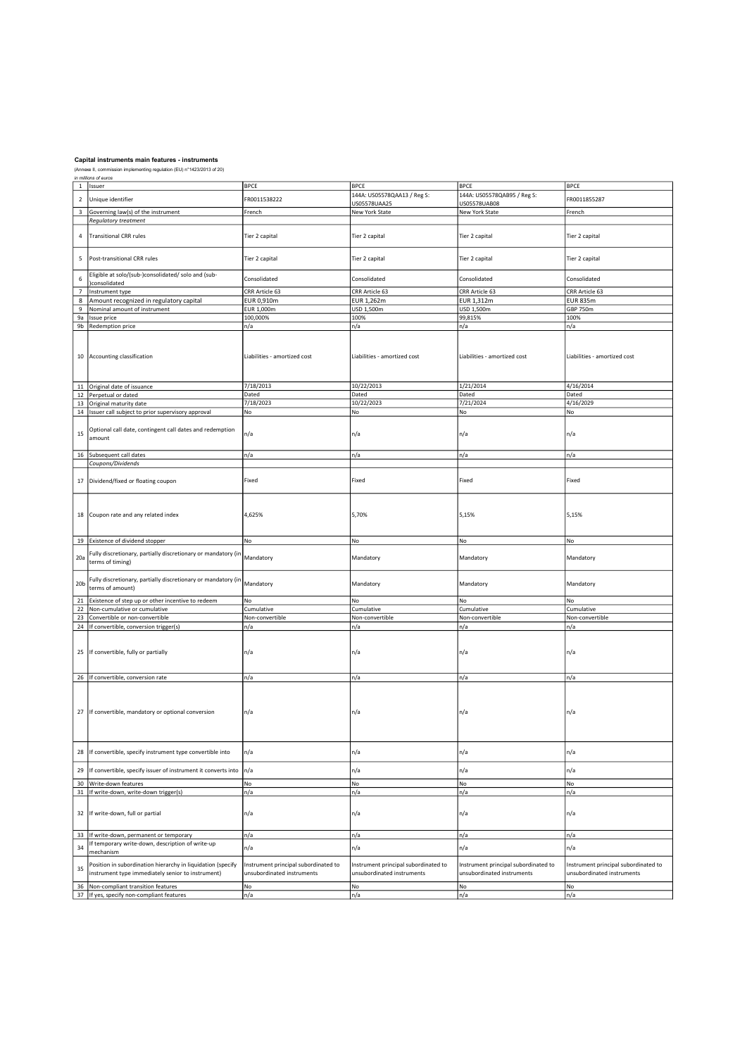**Capital instruments main features - instruments**

(Annexe II, commission implementing regulation (EU) n°1423/2013 of 20)

*in millions of euros*

| | | | | | |
|---|---|---|---|---|---|
| 1 | Issuer | BPCE | BPCE | BPCE | BPCE |
| 2 | Unique identifier | FR0011538222 | 144A: US05578QAA13 / Reg S: US05578UAA25 | 144A: US05578QAB95 / Reg S: US05578UAB08 | FR0011855287 |
| 3 | Governing law(s) of the instrument | French | New York State | New York State | French |
| | *Regulatory treatment* | | | | |
| 4 | Transitional CRR rules | Tier 2 capital | Tier 2 capital | Tier 2 capital | Tier 2 capital |
| 5 | Post-transitional CRR rules | Tier 2 capital | Tier 2 capital | Tier 2 capital | Tier 2 capital |
| 6 | Eligible at solo/(sub-)consolidated/ solo and (sub-)consolidated | Consolidated | Consolidated | Consolidated | Consolidated |
| 7 | Instrument type | CRR Article 63 | CRR Article 63 | CRR Article 63 | CRR Article 63 |
| 8 | Amount recognized in regulatory capital | EUR 0,910m | EUR 1,262m | EUR 1,312m | EUR 835m |
| 9 | Nominal amount of instrument | EUR 1,000m | USD 1,500m | USD 1,500m | GBP 750m |
| 9a | Issue price | 100,000% | 100% | 99,815% | 100% |
| 9b | Redemption price | n/a | n/a | n/a | n/a |
| 10 | Accounting classification | Liabilities - amortized cost | Liabilities - amortized cost | Liabilities - amortized cost | Liabilities - amortized cost |
| 11 | Original date of issuance | 7/18/2013 | 10/22/2013 | 1/21/2014 | 4/16/2014 |
| 12 | Perpetual or dated | Dated | Dated | Dated | Dated |
| 13 | Original maturity date | 7/18/2023 | 10/22/2023 | 7/21/2024 | 4/16/2029 |
| 14 | Issuer call subject to prior supervisory approval | No | No | No | No |
| 15 | Optional call date, contingent call dates and redemption amount | n/a | n/a | n/a | n/a |
| 16 | Subsequent call dates | n/a | n/a | n/a | n/a |
| | *Coupons/Dividends* | | | | |
| 17 | Dividend/fixed or floating coupon | Fixed | Fixed | Fixed | Fixed |
| 18 | Coupon rate and any related index | 4,625% | 5,70% | 5,15% | 5,15% |
| 19 | Existence of dividend stopper | No | No | No | No |
| 20a | Fully discretionary, partially discretionary or mandatory (in terms of timing) | Mandatory | Mandatory | Mandatory | Mandatory |
| 20b | Fully discretionary, partially discretionary or mandatory (in terms of amount) | Mandatory | Mandatory | Mandatory | Mandatory |
| 21 | Existence of step up or other incentive to redeem | No | No | No | No |
| 22 | Non-cumulative or cumulative | Cumulative | Cumulative | Cumulative | Cumulative |
| 23 | Convertible or non-convertible | Non-convertible | Non-convertible | Non-convertible | Non-convertible |
| 24 | If convertible, conversion trigger(s) | n/a | n/a | n/a | n/a |
| 25 | If convertible, fully or partially | n/a | n/a | n/a | n/a |
| 26 | If convertible, conversion rate | n/a | n/a | n/a | n/a |
| 27 | If convertible, mandatory or optional conversion | n/a | n/a | n/a | n/a |
| 28 | If convertible, specify instrument type convertible into | n/a | n/a | n/a | n/a |
| 29 | If convertible, specify issuer of instrument it converts into | n/a | n/a | n/a | n/a |
| 30 | Write-down features | No | No | No | No |
| 31 | If write-down, write-down trigger(s) | n/a | n/a | n/a | n/a |
| 32 | If write-down, full or partial | n/a | n/a | n/a | n/a |
| 33 | If write-down, permanent or temporary | n/a | n/a | n/a | n/a |
| 34 | If temporary write-down, description of write-up mechanism | n/a | n/a | n/a | n/a |
| 35 | Position in subordination hierarchy in liquidation (specify instrument type immediately senior to instrument) | Instrument principal subordinated to unsubordinated instruments | Instrument principal subordinated to unsubordinated instruments | Instrument principal subordinated to unsubordinated instruments | Instrument principal subordinated to unsubordinated instruments |
| 36 | Non-compliant transition features | No | No | No | No |
| 37 | If yes, specify non-compliant features | n/a | n/a | n/a | n/a |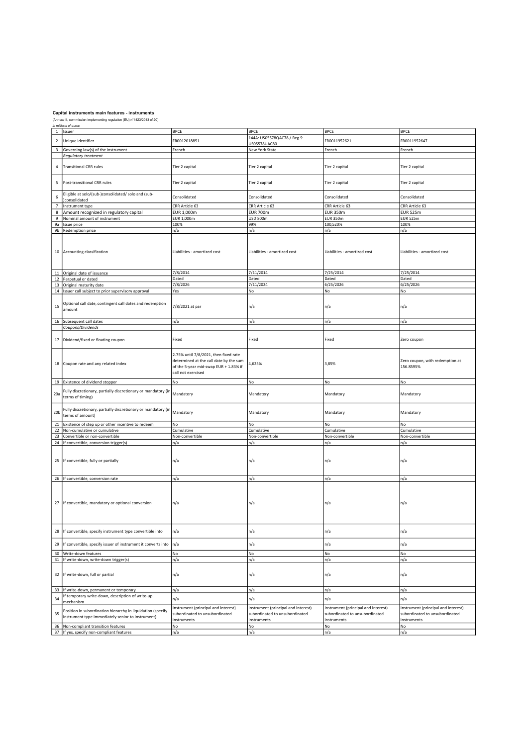**Capital instruments main features - instruments**

(Annexe II, commission implementing regulation (EU) n°1423/2013 of 20)

*in millions of euros*

| 1 | Issuer | BPCE | BPCE | BPCE | BPCE |
|---|---|---|---|---|---|
| 2 | Unique identifier | FR0012018851 | 144A: US05578QAC78 / Reg S: US05578UAC80 | FR0011952621 | FR0011952647 |
| 3 | Governing law(s) of the instrument | French | New York State | French | French |
| | *Regulatory treatment* | | | | |
| 4 | Transitional CRR rules | Tier 2 capital | Tier 2 capital | Tier 2 capital | Tier 2 capital |
| 5 | Post-transitional CRR rules | Tier 2 capital | Tier 2 capital | Tier 2 capital | Tier 2 capital |
| 6 | Eligible at solo/(sub-)consolidated/ solo and (sub-)consolidated | Consolidated | Consolidated | Consolidated | Consolidated |
| 7 | Instrument type | CRR Article 63 | CRR Article 63 | CRR Article 63 | CRR Article 63 |
| 8 | Amount recognized in regulatory capital | EUR 1,000m | EUR 700m | EUR 350m | EUR 525m |
| 9 | Nominal amount of instrument | EUR 1,000m | USD 800m | EUR 350m | EUR 525m |
| 9a | Issue price | 100% | 99% | 100,520% | 100% |
| 9b | Redemption price | n/a | n/a | n/a | n/a |
| 10 | Accounting classification | Liabilities - amortized cost | Liabilities - amortized cost | Liabilities - amortized cost | Liabilities - amortized cost |
| 11 | Original date of issuance | 7/8/2014 | 7/11/2014 | 7/25/2014 | 7/25/2014 |
| 12 | Perpetual or dated | Dated | Dated | Dated | Dated |
| 13 | Original maturity date | 7/8/2026 | 7/11/2024 | 6/25/2026 | 6/25/2026 |
| 14 | Issuer call subject to prior supervisory approval | Yes | No | No | No |
| 15 | Optional call date, contingent call dates and redemption amount | 7/8/2021 at par | n/a | n/a | n/a |
| 16 | Subsequent call dates | n/a | n/a | n/a | n/a |
| | *Coupons/Dividends* | | | | |
| 17 | Dividend/fixed or floating coupon | Fixed | Fixed | Fixed | Zero coupon |
| 18 | Coupon rate and any related index | 2.75% until 7/8/2021, then fixed rate determined at the call date by the sum of the 5-year mid-swap EUR + 1.83% if call not exercised | 4,625% | 3,85% | Zero coupon, with redemption at 156.8595% |
| 19 | Existence of dividend stopper | No | No | No | No |
| 20a | Fully discretionary, partially discretionary or mandatory (in terms of timing) | Mandatory | Mandatory | Mandatory | Mandatory |
| 20b | Fully discretionary, partially discretionary or mandatory (in terms of amount) | Mandatory | Mandatory | Mandatory | Mandatory |
| 21 | Existence of step up or other incentive to redeem | No | No | No | No |
| 22 | Non-cumulative or cumulative | Cumulative | Cumulative | Cumulative | Cumulative |
| 23 | Convertible or non-convertible | Non-convertible | Non-convertible | Non-convertible | Non-convertible |
| 24 | If convertible, conversion trigger(s) | n/a | n/a | n/a | n/a |
| 25 | If convertible, fully or partially | n/a | n/a | n/a | n/a |
| 26 | If convertible, conversion rate | n/a | n/a | n/a | n/a |
| 27 | If convertible, mandatory or optional conversion | n/a | n/a | n/a | n/a |
| 28 | If convertible, specify instrument type convertible into | n/a | n/a | n/a | n/a |
| 29 | If convertible, specify issuer of instrument it converts into | n/a | n/a | n/a | n/a |
| 30 | Write-down features | No | No | No | No |
| 31 | If write-down, write-down trigger(s) | n/a | n/a | n/a | n/a |
| 32 | If write-down, full or partial | n/a | n/a | n/a | n/a |
| 33 | If write-down, permanent or temporary | n/a | n/a | n/a | n/a |
| 34 | If temporary write-down, description of write-up mechanism | n/a | n/a | n/a | n/a |
| 35 | Position in subordination hierarchy in liquidation (specify instrument type immediately senior to instrument) | Instrument (principal and interest) subordinated to unsubordinated instruments | Instrument (principal and interest) subordinated to unsubordinated instruments | Instrument (principal and interest) subordinated to unsubordinated instruments | Instrument (principal and interest) subordinated to unsubordinated instruments |
| 36 | Non-compliant transition features | No | No | No | No |
| 37 | If yes, specify non-compliant features | n/a | n/a | n/a | n/a |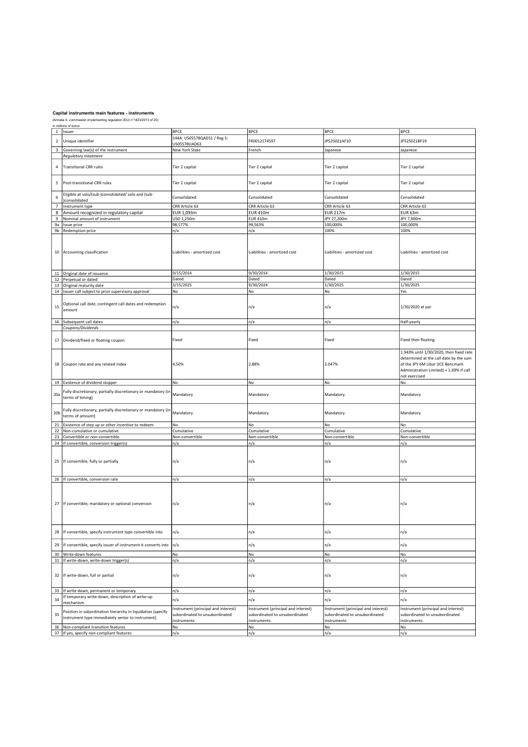**Capital instruments main features - instruments**

(Annexe II, commission implementing regulation (EU) n°1423/2013 of 20)

*in millions of euros*

| | | | | | |
|---|---|---|---|---|---|
| 1 | Issuer | BPCE | BPCE | BPCE | BPCE |
| 2 | Unique identifier | 144A: US05578QAD51 / Reg S: US05578UAD63 | FR0012174597 | JP525021AF10 | JP525021BF19 |
| 3 | Governing law(s) of the instrument | New York State | French | Japanese | Japanese |
| | *Regulatory treatment* | | | | |
| 4 | Transitional CRR rules | Tier 2 capital | Tier 2 capital | Tier 2 capital | Tier 2 capital |
| 5 | Post-transitional CRR rules | Tier 2 capital | Tier 2 capital | Tier 2 capital | Tier 2 capital |
| 6 | Eligible at solo/(sub-)consolidated/ solo and (sub-)consolidated | Consolidated | Consolidated | Consolidated | Consolidated |
| 7 | Instrument type | CRR Article 63 | CRR Article 63 | CRR Article 63 | CRR Article 63 |
| 8 | Amount recognized in regulatory capital | EUR 1,093m | EUR 410m | EUR 217m | EUR 63m |
| 9 | Nominal amount of instrument | USD 1,250m | EUR 410m | JPY 27,200m | JPY 7,900m |
| 9a | Issue price | 98,577% | 99,563% | 100,000% | 100,000% |
| 9b | Redemption price | n/a | n/a | 100% | 100% |
| 10 | Accounting classification | Liabilities - amortized cost | Liabilities - amortized cost | Liabilities - amortized cost | Liabilities - amortized cost |
| 11 | Original date of issuance | 9/15/2014 | 9/30/2014 | 1/30/2015 | 1/30/2015 |
| 12 | Perpetual or dated | Dated | Dated | Dated | Dated |
| 13 | Original maturity date | 3/15/2025 | 9/30/2024 | 1/30/2025 | 1/30/2025 |
| 14 | Issuer call subject to prior supervisory approval | No | No | No | Yes |
| 15 | Optional call date, contingent call dates and redemption amount | n/a | n/a | n/a | 1/30/2020 at par |
| 16 | Subsequent call dates | n/a | n/a | n/a | Half-yearly |
| | *Coupons/Dividends* | | | | |
| 17 | Dividend/fixed or floating coupon | Fixed | Fixed | Fixed | Fixed then floating |
| 18 | Coupon rate and any related index | 4,50% | 2,88% | 2.047% | 1.943% until 1/30/2020, then fixed rate determined at the call date by the sum of the JPY 6M Libor (ICE Bencmark Administration Limited) + 1.69% if call not exercised |
| 19 | Existence of dividend stopper | No | No | No | No |
| 20a | Fully discretionary, partially discretionary or mandatory (in terms of timing) | Mandatory | Mandatory | Mandatory | Mandatory |
| 20b | Fully discretionary, partially discretionary or mandatory (in terms of amount) | Mandatory | Mandatory | Mandatory | Mandatory |
| 21 | Existence of step up or other incentive to redeem | No | No | No | No |
| 22 | Non-cumulative or cumulative | Cumulative | Cumulative | Cumulative | Cumulative |
| 23 | Convertible or non-convertible | Non-convertible | Non-convertible | Non-convertible | Non-convertible |
| 24 | If convertible, conversion trigger(s) | n/a | n/a | n/a | n/a |
| 25 | If convertible, fully or partially | n/a | n/a | n/a | n/a |
| 26 | If convertible, conversion rate | n/a | n/a | n/a | n/a |
| 27 | If convertible, mandatory or optional conversion | n/a | n/a | n/a | n/a |
| 28 | If convertible, specify instrument type convertible into | n/a | n/a | n/a | n/a |
| 29 | If convertible, specify issuer of instrument it converts into | n/a | n/a | n/a | n/a |
| 30 | Write-down features | No | No | No | No |
| 31 | If write-down, write-down trigger(s) | n/a | n/a | n/a | n/a |
| 32 | If write-down, full or partial | n/a | n/a | n/a | n/a |
| 33 | If write-down, permanent or temporary | n/a | n/a | n/a | n/a |
| 34 | If temporary write-down, description of write-up mechanism | n/a | n/a | n/a | n/a |
| 35 | Position in subordination hierarchy in liquidation (specify instrument type immediately senior to instrument) | Instrument (principal and interest) subordinated to unsubordinated instruments | Instrument (principal and interest) subordinated to unsubordinated instruments | Instrument (principal and interest) subordinated to unsubordinated instruments | Instrument (principal and interest) subordinated to unsubordinated instruments |
| 36 | Non-compliant transition features | No | No | No | No |
| 37 | If yes, specify non-compliant features | n/a | n/a | n/a | n/a |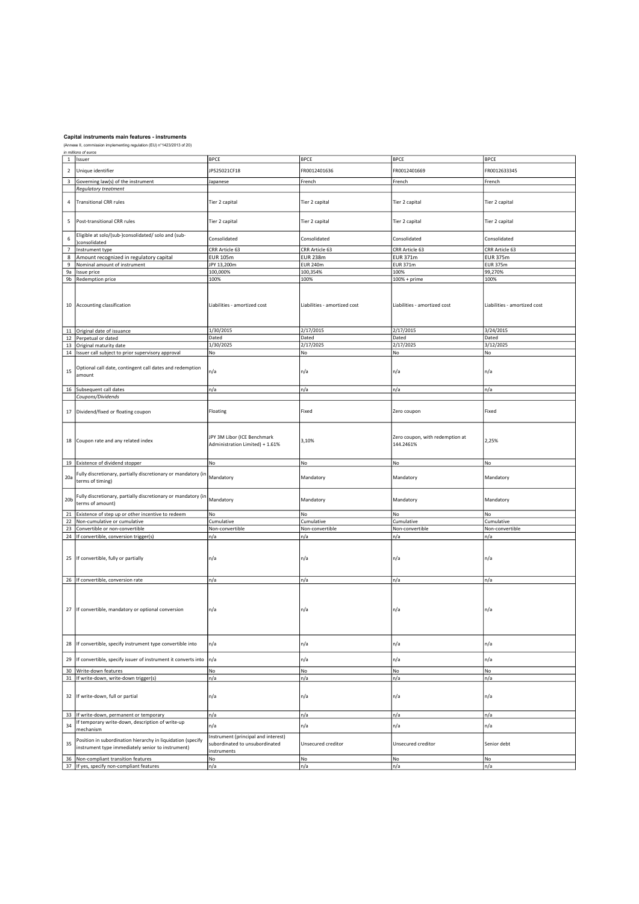**Capital instruments main features - instruments**

(Annexe II, commission implementing regulation (EU) n°1423/2013 of 20)

*in millions of euros*

| | | | | | |
|---|---|---|---|---|---|
| 1 | Issuer | BPCE | BPCE | BPCE | BPCE |
| 2 | Unique identifier | JP525021CF18 | FR0012401636 | FR0012401669 | FR0012633345 |
| 3 | Governing law(s) of the instrument | Japanese | French | French | French |
| | *Regulatory treatment* | | | | |
| 4 | Transitional CRR rules | Tier 2 capital | Tier 2 capital | Tier 2 capital | Tier 2 capital |
| 5 | Post-transitional CRR rules | Tier 2 capital | Tier 2 capital | Tier 2 capital | Tier 2 capital |
| 6 | Eligible at solo/(sub-)consolidated/ solo and (sub-)consolidated | Consolidated | Consolidated | Consolidated | Consolidated |
| 7 | Instrument type | CRR Article 63 | CRR Article 63 | CRR Article 63 | CRR Article 63 |
| 8 | Amount recognized in regulatory capital | EUR 105m | EUR 238m | EUR 371m | EUR 375m |
| 9 | Nominal amount of instrument | JPY 13,200m | EUR 240m | EUR 371m | EUR 375m |
| 9a | Issue price | 100,000% | 100,354% | 100% | 99,270% |
| 9b | Redemption price | 100% | 100% | 100% + prime | 100% |
| 10 | Accounting classification | Liabilities - amortized cost | Liabilities - amortized cost | Liabilities - amortized cost | Liabilities - amortized cost |
| 11 | Original date of issuance | 1/30/2015 | 2/17/2015 | 2/17/2015 | 3/24/2015 |
| 12 | Perpetual or dated | Dated | Dated | Dated | Dated |
| 13 | Original maturity date | 1/30/2025 | 2/17/2025 | 2/17/2025 | 3/12/2025 |
| 14 | Issuer call subject to prior supervisory approval | No | No | No | No |
| 15 | Optional call date, contingent call dates and redemption amount | n/a | n/a | n/a | n/a |
| 16 | Subsequent call dates | n/a | n/a | n/a | n/a |
| | *Coupons/Dividends* | | | | |
| 17 | Dividend/fixed or floating coupon | Floating | Fixed | Zero coupon | Fixed |
| 18 | Coupon rate and any related index | JPY 3M Libor (ICE Benchmark Administration Limited) + 1.61% | 3,10% | Zero coupon, with redemption at 144.2461% | 2,25% |
| 19 | Existence of dividend stopper | No | No | No | No |
| 20a | Fully discretionary, partially discretionary or mandatory (in terms of timing) | Mandatory | Mandatory | Mandatory | Mandatory |
| 20b | Fully discretionary, partially discretionary or mandatory (in terms of amount) | Mandatory | Mandatory | Mandatory | Mandatory |
| 21 | Existence of step up or other incentive to redeem | No | No | No | No |
| 22 | Non-cumulative or cumulative | Cumulative | Cumulative | Cumulative | Cumulative |
| 23 | Convertible or non-convertible | Non-convertible | Non-convertible | Non-convertible | Non-convertible |
| 24 | If convertible, conversion trigger(s) | n/a | n/a | n/a | n/a |
| 25 | If convertible, fully or partially | n/a | n/a | n/a | n/a |
| 26 | If convertible, conversion rate | n/a | n/a | n/a | n/a |
| 27 | If convertible, mandatory or optional conversion | n/a | n/a | n/a | n/a |
| 28 | If convertible, specify instrument type convertible into | n/a | n/a | n/a | n/a |
| 29 | If convertible, specify issuer of instrument it converts into | n/a | n/a | n/a | n/a |
| 30 | Write-down features | No | No | No | No |
| 31 | If write-down, write-down trigger(s) | n/a | n/a | n/a | n/a |
| 32 | If write-down, full or partial | n/a | n/a | n/a | n/a |
| 33 | If write-down, permanent or temporary | n/a | n/a | n/a | n/a |
| 34 | If temporary write-down, description of write-up mechanism | n/a | n/a | n/a | n/a |
| 35 | Position in subordination hierarchy in liquidation (specify instrument type immediately senior to instrument) | Instrument (principal and interest) subordinated to unsubordinated instruments | Unsecured creditor | Unsecured creditor | Senior debt |
| 36 | Non-compliant transition features | No | No | No | No |
| 37 | If yes, specify non-compliant features | n/a | n/a | n/a | n/a |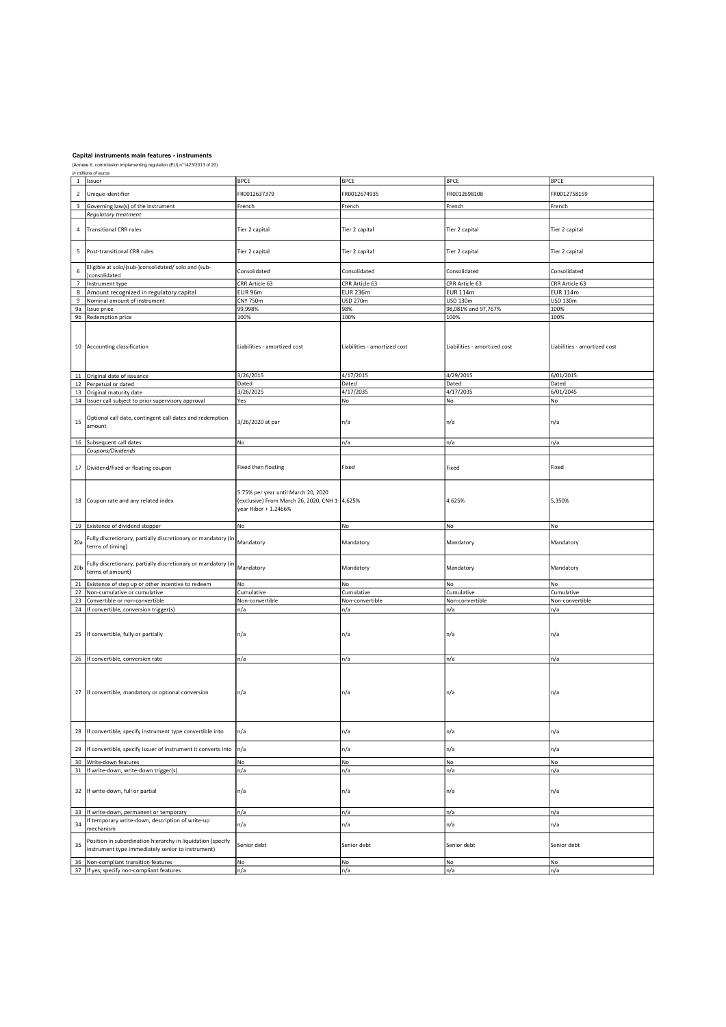**Capital instruments main features - instruments**

(Annexe II, commission implementing regulation (EU) n°1423/2013 of 20)

*in millions of euros*

| | | | | | |
|---|---|---|---|---|---|
| 1 | Issuer | BPCE | BPCE | BPCE | BPCE |
| 2 | Unique identifier | FR0012637379 | FR0012674935 | FR0012698108 | FR0012758159 |
| 3 | Governing law(s) of the instrument | French | French | French | French |
| | *Regulatory treatment* | | | | |
| 4 | Transitional CRR rules | Tier 2 capital | Tier 2 capital | Tier 2 capital | Tier 2 capital |
| 5 | Post-transitional CRR rules | Tier 2 capital | Tier 2 capital | Tier 2 capital | Tier 2 capital |
| 6 | Eligible at solo/(sub-)consolidated/ solo and (sub-)consolidated | Consolidated | Consolidated | Consolidated | Consolidated |
| 7 | Instrument type | CRR Article 63 | CRR Article 63 | CRR Article 63 | CRR Article 63 |
| 8 | Amount recognized in regulatory capital | EUR 96m | EUR 236m | EUR 114m | EUR 114m |
| 9 | Nominal amount of instrument | CNY 750m | USD 270m | USD 130m | USD 130m |
| 9a | Issue price | 99,998% | 98% | 98,081% and 97,767% | 100% |
| 9b | Redemption price | 100% | 100% | 100% | 100% |
| 10 | Accounting classification | Liabilities - amortized cost | Liabilities - amortized cost | Liabilities - amortized cost | Liabilities - amortized cost |
| 11 | Original date of issuance | 3/26/2015 | 4/17/2015 | 4/29/2015 | 6/01/2015 |
| 12 | Perpetual or dated | Dated | Dated | Dated | Dated |
| 13 | Original maturity date | 3/26/2025 | 4/17/2035 | 4/17/2035 | 6/01/2045 |
| 14 | Issuer call subject to prior supervisory approval | Yes | No | No | No |
| 15 | Optional call date, contingent call dates and redemption amount | 3/26/2020 at par | n/a | n/a | n/a |
| 16 | Subsequent call dates | No | n/a | n/a | n/a |
| | *Coupons/Dividends* | | | | |
| 17 | Dividend/fixed or floating coupon | Fixed then floating | Fixed | Fixed | Fixed |
| 18 | Coupon rate and any related index | 5.75% per year until March 20, 2020 (exclusive) From March 26, 2020, CNH 1-year Hibor + 1.2466% | 4,625% | 4.625% | 5,350% |
| 19 | Existence of dividend stopper | No | No | No | No |
| 20a | Fully discretionary, partially discretionary or mandatory (in terms of timing) | Mandatory | Mandatory | Mandatory | Mandatory |
| 20b | Fully discretionary, partially discretionary or mandatory (in terms of amount) | Mandatory | Mandatory | Mandatory | Mandatory |
| 21 | Existence of step up or other incentive to redeem | No | No | No | No |
| 22 | Non-cumulative or cumulative | Cumulative | Cumulative | Cumulative | Cumulative |
| 23 | Convertible or non-convertible | Non-convertible | Non-convertible | Non-convertible | Non-convertible |
| 24 | If convertible, conversion trigger(s) | n/a | n/a | n/a | n/a |
| 25 | If convertible, fully or partially | n/a | n/a | n/a | n/a |
| 26 | If convertible, conversion rate | n/a | n/a | n/a | n/a |
| 27 | If convertible, mandatory or optional conversion | n/a | n/a | n/a | n/a |
| 28 | If convertible, specify instrument type convertible into | n/a | n/a | n/a | n/a |
| 29 | If convertible, specify issuer of instrument it converts into | n/a | n/a | n/a | n/a |
| 30 | Write-down features | No | No | No | No |
| 31 | If write-down, write-down trigger(s) | n/a | n/a | n/a | n/a |
| 32 | If write-down, full or partial | n/a | n/a | n/a | n/a |
| 33 | If write-down, permanent or temporary | n/a | n/a | n/a | n/a |
| 34 | If temporary write-down, description of write-up mechanism | n/a | n/a | n/a | n/a |
| 35 | Position in subordination hierarchy in liquidation (specify instrument type immediately senior to instrument) | Senior debt | Senior debt | Senior debt | Senior debt |
| 36 | Non-compliant transition features | No | No | No | No |
| 37 | If yes, specify non-compliant features | n/a | n/a | n/a | n/a |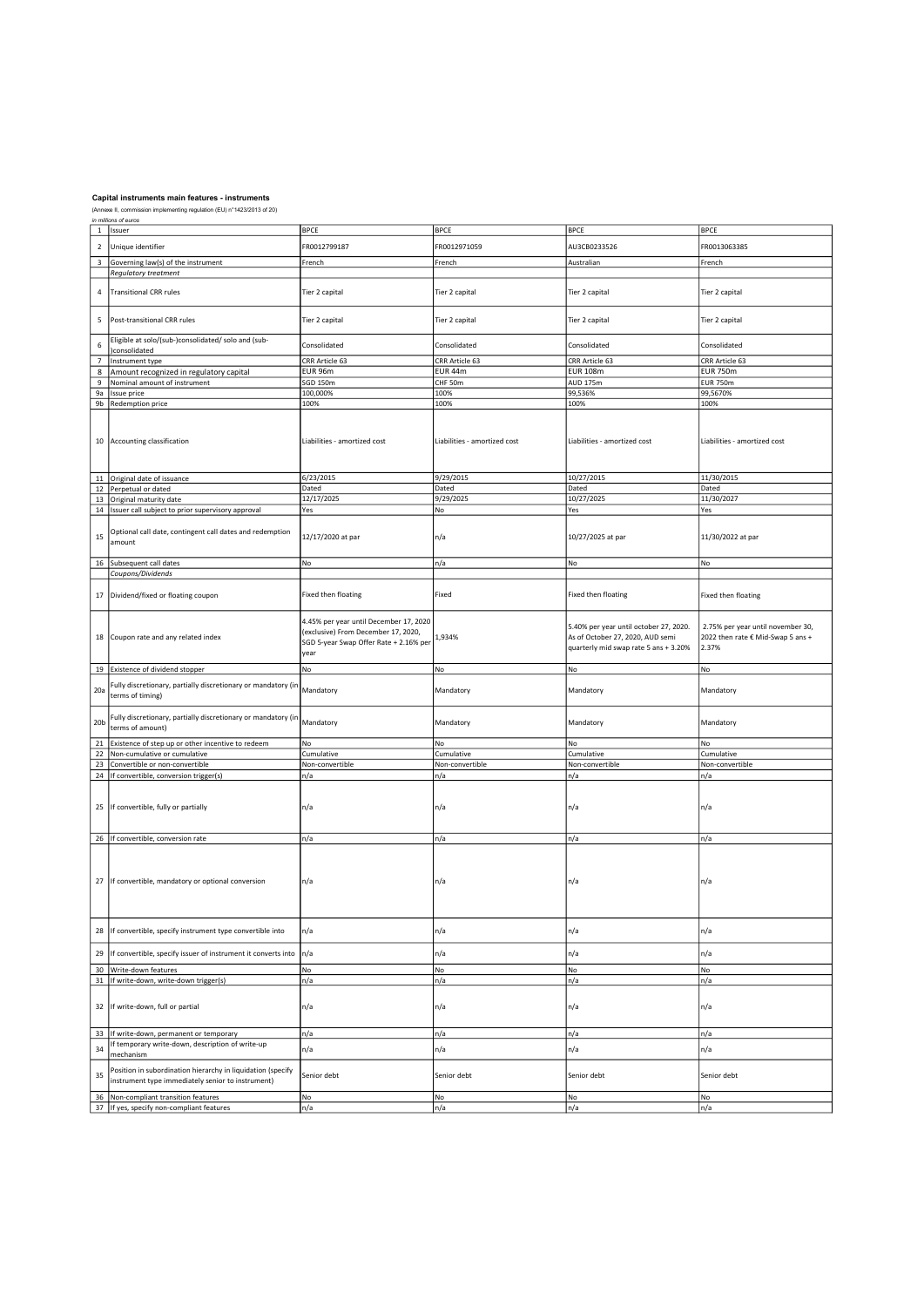**Capital instruments main features - instruments**

(Annexe II, commission implementing regulation (EU) n°1423/2013 of 20)

*in millions of euros*

| | | | | | |
|---|---|---|---|---|---|
| 1 | Issuer | BPCE | BPCE | BPCE | BPCE |
| 2 | Unique identifier | FR0012799187 | FR0012971059 | AU3CB0233526 | FR0013063385 |
| 3 | Governing law(s) of the instrument | French | French | Australian | French |
| | *Regulatory treatment* | | | | |
| 4 | Transitional CRR rules | Tier 2 capital | Tier 2 capital | Tier 2 capital | Tier 2 capital |
| 5 | Post-transitional CRR rules | Tier 2 capital | Tier 2 capital | Tier 2 capital | Tier 2 capital |
| 6 | Eligible at solo/(sub-)consolidated/ solo and (sub-)consolidated | Consolidated | Consolidated | Consolidated | Consolidated |
| 7 | Instrument type | CRR Article 63 | CRR Article 63 | CRR Article 63 | CRR Article 63 |
| 8 | Amount recognized in regulatory capital | EUR 96m | EUR 44m | EUR 108m | EUR 750m |
| 9 | Nominal amount of instrument | SGD 150m | CHF 50m | AUD 175m | EUR 750m |
| 9a | Issue price | 100,000% | 100% | 99,536% | 99,5670% |
| 9b | Redemption price | 100% | 100% | 100% | 100% |
| 10 | Accounting classification | Liabilities - amortized cost | Liabilities - amortized cost | Liabilities - amortized cost | Liabilities - amortized cost |
| 11 | Original date of issuance | 6/23/2015 | 9/29/2015 | 10/27/2015 | 11/30/2015 |
| 12 | Perpetual or dated | Dated | Dated | Dated | Dated |
| 13 | Original maturity date | 12/17/2025 | 9/29/2025 | 10/27/2025 | 11/30/2027 |
| 14 | Issuer call subject to prior supervisory approval | Yes | No | Yes | Yes |
| 15 | Optional call date, contingent call dates and redemption amount | 12/17/2020 at par | n/a | 10/27/2025 at par | 11/30/2022 at par |
| 16 | Subsequent call dates | No | n/a | No | No |
| | *Coupons/Dividends* | | | | |
| 17 | Dividend/fixed or floating coupon | Fixed then floating | Fixed | Fixed then floating | Fixed then floating |
| 18 | Coupon rate and any related index | 4.45% per year until December 17, 2020 (exclusive) From December 17, 2020, SGD 5-year Swap Offer Rate + 2.16% per year | 1,934% | 5.40% per year until october 27, 2020. As of October 27, 2020, AUD semi quarterly mid swap rate 5 ans + 3.20% | 2.75% per year until november 30, 2022 then rate € Mid-Swap 5 ans + 2.37% |
| 19 | Existence of dividend stopper | No | No | No | No |
| 20a | Fully discretionary, partially discretionary or mandatory (in terms of timing) | Mandatory | Mandatory | Mandatory | Mandatory |
| 20b | Fully discretionary, partially discretionary or mandatory (in terms of amount) | Mandatory | Mandatory | Mandatory | Mandatory |
| 21 | Existence of step up or other incentive to redeem | No | No | No | No |
| 22 | Non-cumulative or cumulative | Cumulative | Cumulative | Cumulative | Cumulative |
| 23 | Convertible or non-convertible | Non-convertible | Non-convertible | Non-convertible | Non-convertible |
| 24 | If convertible, conversion trigger(s) | n/a | n/a | n/a | n/a |
| 25 | If convertible, fully or partially | n/a | n/a | n/a | n/a |
| 26 | If convertible, conversion rate | n/a | n/a | n/a | n/a |
| 27 | If convertible, mandatory or optional conversion | n/a | n/a | n/a | n/a |
| 28 | If convertible, specify instrument type convertible into | n/a | n/a | n/a | n/a |
| 29 | If convertible, specify issuer of instrument it converts into | n/a | n/a | n/a | n/a |
| 30 | Write-down features | No | No | No | No |
| 31 | If write-down, write-down trigger(s) | n/a | n/a | n/a | n/a |
| 32 | If write-down, full or partial | n/a | n/a | n/a | n/a |
| 33 | If write-down, permanent or temporary | n/a | n/a | n/a | n/a |
| 34 | If temporary write-down, description of write-up mechanism | n/a | n/a | n/a | n/a |
| 35 | Position in subordination hierarchy in liquidation (specify instrument type immediately senior to instrument) | Senior debt | Senior debt | Senior debt | Senior debt |
| 36 | Non-compliant transition features | No | No | No | No |
| 37 | If yes, specify non-compliant features | n/a | n/a | n/a | n/a |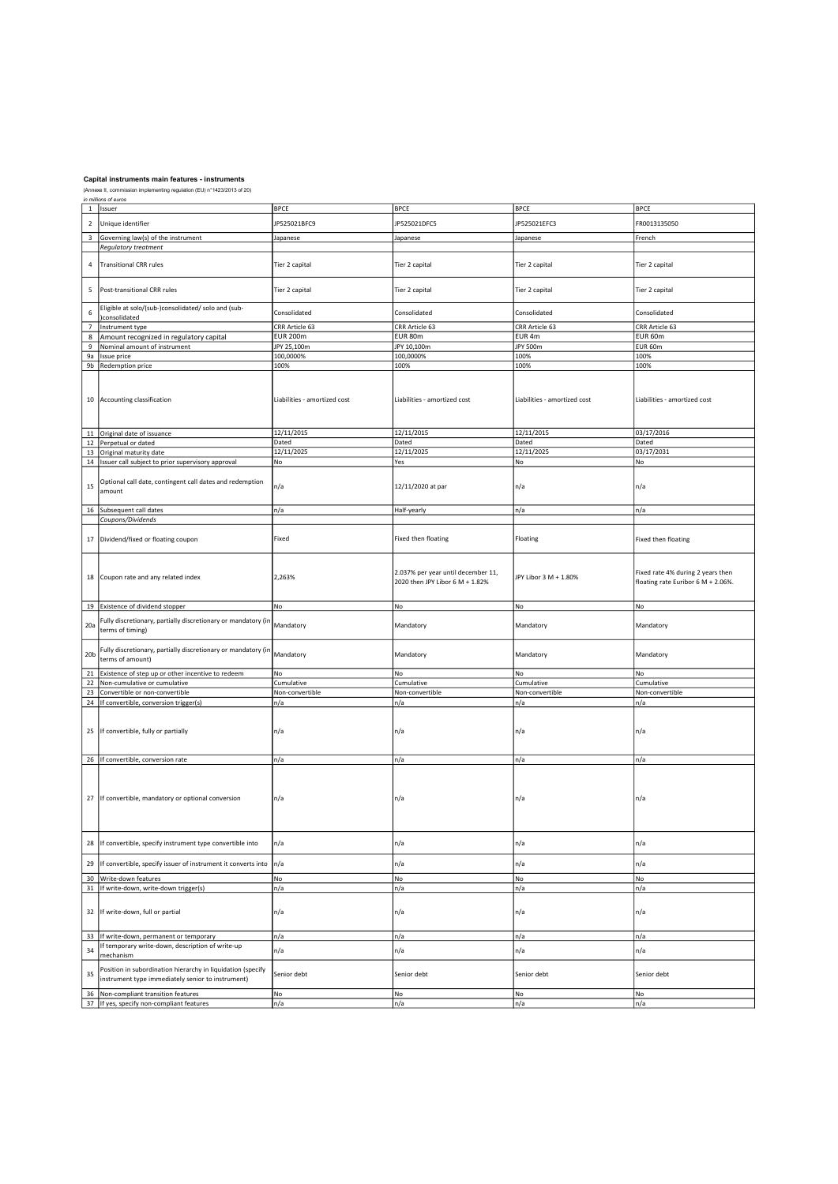**Capital instruments main features - instruments**

(Annexe II, commission implementing regulation (EU) n°1423/2013 of 20)

*in millions of euros*

| | | | | | |
|---|---|---|---|---|---|
| 1 | Issuer | BPCE | BPCE | BPCE | BPCE |
| 2 | Unique identifier | JP525021BFC9 | JP525021DFC5 | JP525021EFC3 | FR0013135050 |
| 3 | Governing law(s) of the instrument | Japanese | Japanese | Japanese | French |
| | *Regulatory treatment* | | | | |
| 4 | Transitional CRR rules | Tier 2 capital | Tier 2 capital | Tier 2 capital | Tier 2 capital |
| 5 | Post-transitional CRR rules | Tier 2 capital | Tier 2 capital | Tier 2 capital | Tier 2 capital |
| 6 | Eligible at solo/(sub-)consolidated/ solo and (sub-)consolidated | Consolidated | Consolidated | Consolidated | Consolidated |
| 7 | Instrument type | CRR Article 63 | CRR Article 63 | CRR Article 63 | CRR Article 63 |
| 8 | Amount recognized in regulatory capital | EUR 200m | EUR 80m | EUR 4m | EUR 60m |
| 9 | Nominal amount of instrument | JPY 25,100m | JPY 10,100m | JPY 500m | EUR 60m |
| 9a | Issue price | 100,0000% | 100,0000% | 100% | 100% |
| 9b | Redemption price | 100% | 100% | 100% | 100% |
| 10 | Accounting classification | Liabilities - amortized cost | Liabilities - amortized cost | Liabilities - amortized cost | Liabilities - amortized cost |
| 11 | Original date of issuance | 12/11/2015 | 12/11/2015 | 12/11/2015 | 03/17/2016 |
| 12 | Perpetual or dated | Dated | Dated | Dated | Dated |
| 13 | Original maturity date | 12/11/2025 | 12/11/2025 | 12/11/2025 | 03/17/2031 |
| 14 | Issuer call subject to prior supervisory approval | No | Yes | No | No |
| 15 | Optional call date, contingent call dates and redemption amount | n/a | 12/11/2020 at par | n/a | n/a |
| 16 | Subsequent call dates | n/a | Half-yearly | n/a | n/a |
| | *Coupons/Dividends* | | | | |
| 17 | Dividend/fixed or floating coupon | Fixed | Fixed then floating | Floating | Fixed then floating |
| 18 | Coupon rate and any related index | 2,263% | 2.037% per year until december 11, 2020 then JPY Libor 6 M + 1.82% | JPY Libor 3 M + 1.80% | Fixed rate 4% during 2 years then floating rate Euribor 6 M + 2.06%. |
| 19 | Existence of dividend stopper | No | No | No | No |
| 20a | Fully discretionary, partially discretionary or mandatory (in terms of timing) | Mandatory | Mandatory | Mandatory | Mandatory |
| 20b | Fully discretionary, partially discretionary or mandatory (in terms of amount) | Mandatory | Mandatory | Mandatory | Mandatory |
| 21 | Existence of step up or other incentive to redeem | No | No | No | No |
| 22 | Non-cumulative or cumulative | Cumulative | Cumulative | Cumulative | Cumulative |
| 23 | Convertible or non-convertible | Non-convertible | Non-convertible | Non-convertible | Non-convertible |
| 24 | If convertible, conversion trigger(s) | n/a | n/a | n/a | n/a |
| 25 | If convertible, fully or partially | n/a | n/a | n/a | n/a |
| 26 | If convertible, conversion rate | n/a | n/a | n/a | n/a |
| 27 | If convertible, mandatory or optional conversion | n/a | n/a | n/a | n/a |
| 28 | If convertible, specify instrument type convertible into | n/a | n/a | n/a | n/a |
| 29 | If convertible, specify issuer of instrument it converts into | n/a | n/a | n/a | n/a |
| 30 | Write-down features | No | No | No | No |
| 31 | If write-down, write-down trigger(s) | n/a | n/a | n/a | n/a |
| 32 | If write-down, full or partial | n/a | n/a | n/a | n/a |
| 33 | If write-down, permanent or temporary | n/a | n/a | n/a | n/a |
| 34 | If temporary write-down, description of write-up mechanism | n/a | n/a | n/a | n/a |
| 35 | Position in subordination hierarchy in liquidation (specify instrument type immediately senior to instrument) | Senior debt | Senior debt | Senior debt | Senior debt |
| 36 | Non-compliant transition features | No | No | No | No |
| 37 | If yes, specify non-compliant features | n/a | n/a | n/a | n/a |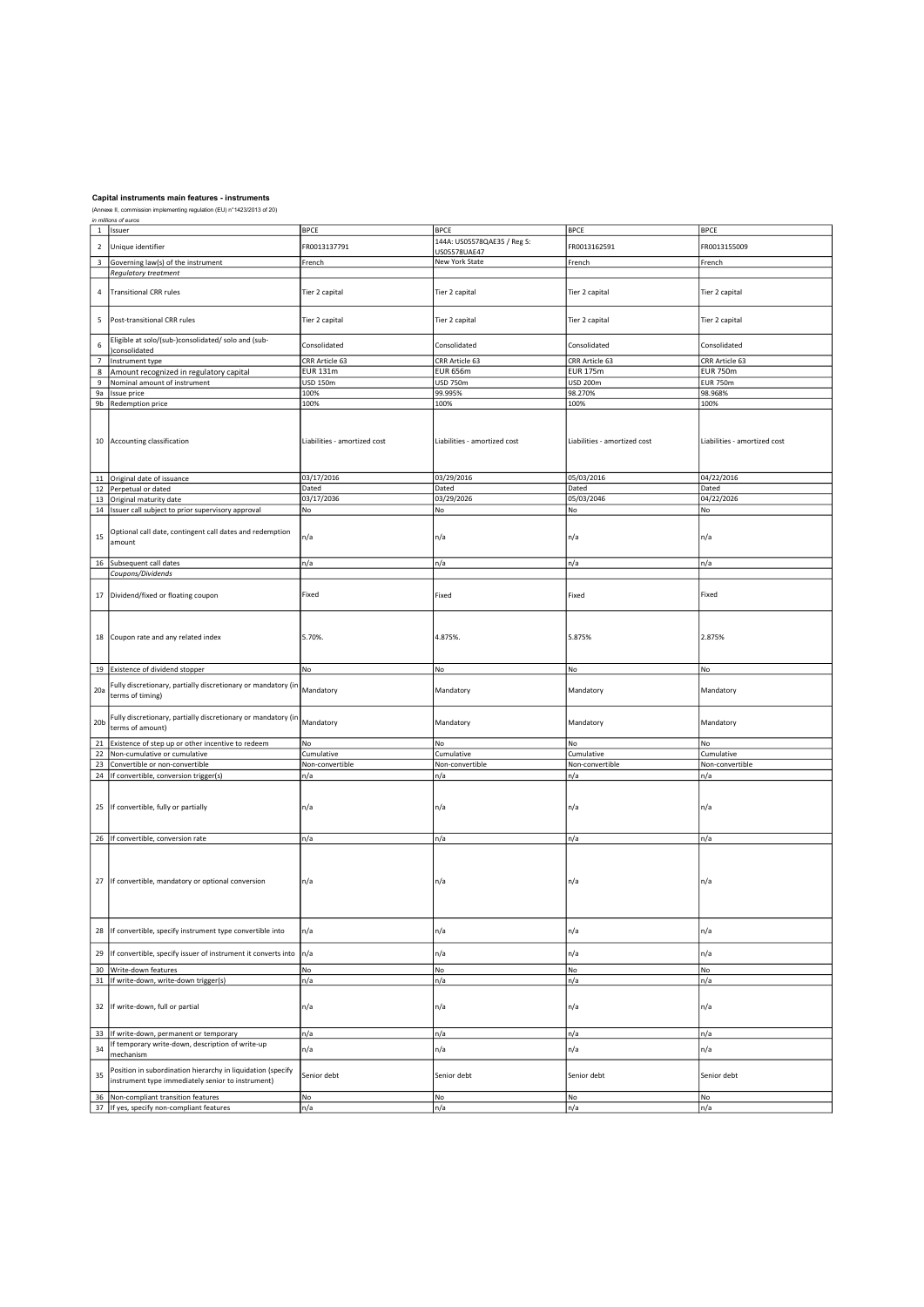**Capital instruments main features - instruments**

(Annexe II, commission implementing regulation (EU) n°1423/2013 of 20)

*in millions of euros*

| | | | | | |
|---|---|---|---|---|---|
| 1 | Issuer | BPCE | BPCE | BPCE | BPCE |
| 2 | Unique identifier | FR0013137791 | 144A: US05578QAE35 / Reg S: US05578UAE47 | FR0013162591 | FR0013155009 |
| 3 | Governing law(s) of the instrument | French | New York State | French | French |
| | *Regulatory treatment* | | | | |
| 4 | Transitional CRR rules | Tier 2 capital | Tier 2 capital | Tier 2 capital | Tier 2 capital |
| 5 | Post-transitional CRR rules | Tier 2 capital | Tier 2 capital | Tier 2 capital | Tier 2 capital |
| 6 | Eligible at solo/(sub-)consolidated/ solo and (sub-)consolidated | Consolidated | Consolidated | Consolidated | Consolidated |
| 7 | Instrument type | CRR Article 63 | CRR Article 63 | CRR Article 63 | CRR Article 63 |
| 8 | Amount recognized in regulatory capital | EUR 131m | EUR 656m | EUR 175m | EUR 750m |
| 9 | Nominal amount of instrument | USD 150m | USD 750m | USD 200m | EUR 750m |
| 9a | Issue price | 100% | 99.995% | 98.270% | 98.968% |
| 9b | Redemption price | 100% | 100% | 100% | 100% |
| 10 | Accounting classification | Liabilities - amortized cost | Liabilities - amortized cost | Liabilities - amortized cost | Liabilities - amortized cost |
| 11 | Original date of issuance | 03/17/2016 | 03/29/2016 | 05/03/2016 | 04/22/2016 |
| 12 | Perpetual or dated | Dated | Dated | Dated | Dated |
| 13 | Original maturity date | 03/17/2036 | 03/29/2026 | 05/03/2046 | 04/22/2026 |
| 14 | Issuer call subject to prior supervisory approval | No | No | No | No |
| 15 | Optional call date, contingent call dates and redemption amount | n/a | n/a | n/a | n/a |
| 16 | Subsequent call dates | n/a | n/a | n/a | n/a |
| | *Coupons/Dividends* | | | | |
| 17 | Dividend/fixed or floating coupon | Fixed | Fixed | Fixed | Fixed |
| 18 | Coupon rate and any related index | 5.70%. | 4.875%. | 5.875% | 2.875% |
| 19 | Existence of dividend stopper | No | No | No | No |
| 20a | Fully discretionary, partially discretionary or mandatory (in terms of timing) | Mandatory | Mandatory | Mandatory | Mandatory |
| 20b | Fully discretionary, partially discretionary or mandatory (in terms of amount) | Mandatory | Mandatory | Mandatory | Mandatory |
| 21 | Existence of step up or other incentive to redeem | No | No | No | No |
| 22 | Non-cumulative or cumulative | Cumulative | Cumulative | Cumulative | Cumulative |
| 23 | Convertible or non-convertible | Non-convertible | Non-convertible | Non-convertible | Non-convertible |
| 24 | If convertible, conversion trigger(s) | n/a | n/a | n/a | n/a |
| 25 | If convertible, fully or partially | n/a | n/a | n/a | n/a |
| 26 | If convertible, conversion rate | n/a | n/a | n/a | n/a |
| 27 | If convertible, mandatory or optional conversion | n/a | n/a | n/a | n/a |
| 28 | If convertible, specify instrument type convertible into | n/a | n/a | n/a | n/a |
| 29 | If convertible, specify issuer of instrument it converts into | n/a | n/a | n/a | n/a |
| 30 | Write-down features | No | No | No | No |
| 31 | If write-down, write-down trigger(s) | n/a | n/a | n/a | n/a |
| 32 | If write-down, full or partial | n/a | n/a | n/a | n/a |
| 33 | If write-down, permanent or temporary | n/a | n/a | n/a | n/a |
| 34 | If temporary write-down, description of write-up mechanism | n/a | n/a | n/a | n/a |
| 35 | Position in subordination hierarchy in liquidation (specify instrument type immediately senior to instrument) | Senior debt | Senior debt | Senior debt | Senior debt |
| 36 | Non-compliant transition features | No | No | No | No |
| 37 | If yes, specify non-compliant features | n/a | n/a | n/a | n/a |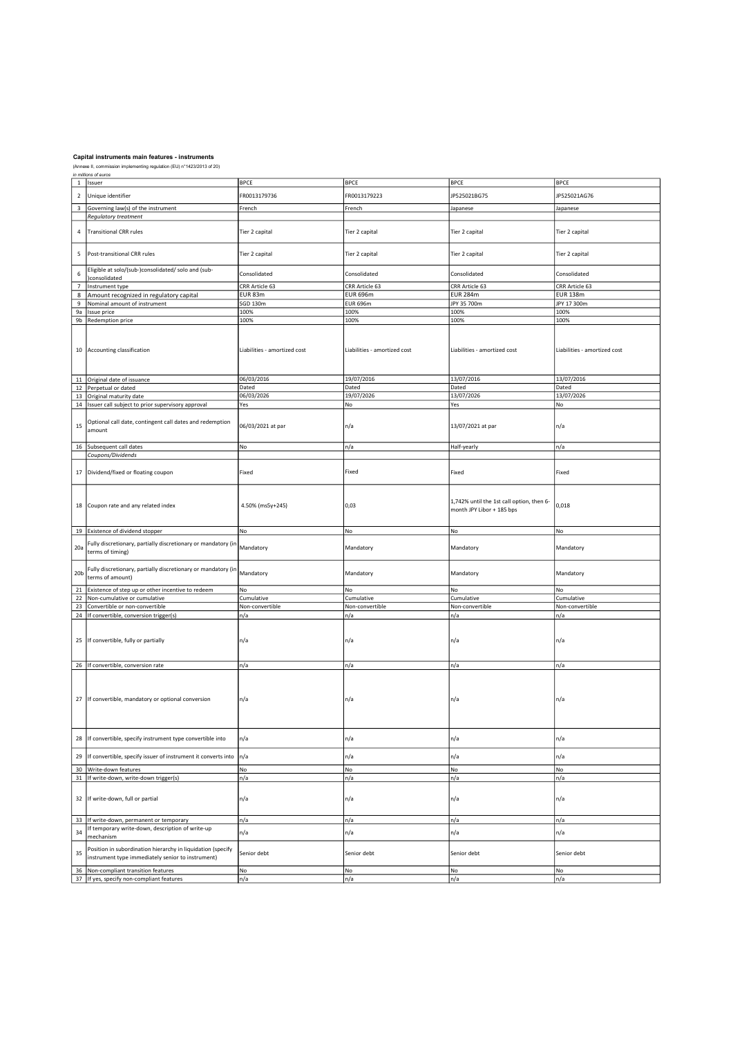**Capital instruments main features - instruments**

(Annexe II, commission implementing regulation (EU) n°1423/2013 of 20)

*in millions of euros*

| | | | | | |
|---|---|---|---|---|---|
| 1 | Issuer | BPCE | BPCE | BPCE | BPCE |
| 2 | Unique identifier | FR0013179736 | FR0013179223 | JP525021BG75 | JP525021AG76 |
| 3 | Governing law(s) of the instrument | French | French | Japanese | Japanese |
| | *Regulatory treatment* | | | | |
| 4 | Transitional CRR rules | Tier 2 capital | Tier 2 capital | Tier 2 capital | Tier 2 capital |
| 5 | Post-transitional CRR rules | Tier 2 capital | Tier 2 capital | Tier 2 capital | Tier 2 capital |
| 6 | Eligible at solo/(sub-)consolidated/ solo and (sub-)consolidated | Consolidated | Consolidated | Consolidated | Consolidated |
| 7 | Instrument type | CRR Article 63 | CRR Article 63 | CRR Article 63 | CRR Article 63 |
| 8 | Amount recognized in regulatory capital | EUR 83m | EUR 696m | EUR 284m | EUR 138m |
| 9 | Nominal amount of instrument | SGD 130m | EUR 696m | JPY 35 700m | JPY 17 300m |
| 9a | Issue price | 100% | 100% | 100% | 100% |
| 9b | Redemption price | 100% | 100% | 100% | 100% |
| 10 | Accounting classification | Liabilities - amortized cost | Liabilities - amortized cost | Liabilities - amortized cost | Liabilities - amortized cost |
| 11 | Original date of issuance | 06/03/2016 | 19/07/2016 | 13/07/2016 | 13/07/2016 |
| 12 | Perpetual or dated | Dated | Dated | Dated | Dated |
| 13 | Original maturity date | 06/03/2026 | 19/07/2026 | 13/07/2026 | 13/07/2026 |
| 14 | Issuer call subject to prior supervisory approval | Yes | No | Yes | No |
| 15 | Optional call date, contingent call dates and redemption amount | 06/03/2021 at par | n/a | 13/07/2021 at par | n/a |
| 16 | Subsequent call dates | No | n/a | Half-yearly | n/a |
| | *Coupons/Dividends* | | | | |
| 17 | Dividend/fixed or floating coupon | Fixed | Fixed | Fixed | Fixed |
| 18 | Coupon rate and any related index | 4.50% (ms5y+245) | 0,03 | 1,742% until the 1st call option, then 6-month JPY Libor + 185 bps | 0,018 |
| 19 | Existence of dividend stopper | No | No | No | No |
| 20a | Fully discretionary, partially discretionary or mandatory (in terms of timing) | Mandatory | Mandatory | Mandatory | Mandatory |
| 20b | Fully discretionary, partially discretionary or mandatory (in terms of amount) | Mandatory | Mandatory | Mandatory | Mandatory |
| 21 | Existence of step up or other incentive to redeem | No | No | No | No |
| 22 | Non-cumulative or cumulative | Cumulative | Cumulative | Cumulative | Cumulative |
| 23 | Convertible or non-convertible | Non-convertible | Non-convertible | Non-convertible | Non-convertible |
| 24 | If convertible, conversion trigger(s) | n/a | n/a | n/a | n/a |
| 25 | If convertible, fully or partially | n/a | n/a | n/a | n/a |
| 26 | If convertible, conversion rate | n/a | n/a | n/a | n/a |
| 27 | If convertible, mandatory or optional conversion | n/a | n/a | n/a | n/a |
| 28 | If convertible, specify instrument type convertible into | n/a | n/a | n/a | n/a |
| 29 | If convertible, specify issuer of instrument it converts into | n/a | n/a | n/a | n/a |
| 30 | Write-down features | No | No | No | No |
| 31 | If write-down, write-down trigger(s) | n/a | n/a | n/a | n/a |
| 32 | If write-down, full or partial | n/a | n/a | n/a | n/a |
| 33 | If write-down, permanent or temporary | n/a | n/a | n/a | n/a |
| 34 | If temporary write-down, description of write-up mechanism | n/a | n/a | n/a | n/a |
| 35 | Position in subordination hierarchy in liquidation (specify instrument type immediately senior to instrument) | Senior debt | Senior debt | Senior debt | Senior debt |
| 36 | Non-compliant transition features | No | No | No | No |
| 37 | If yes, specify non-compliant features | n/a | n/a | n/a | n/a |